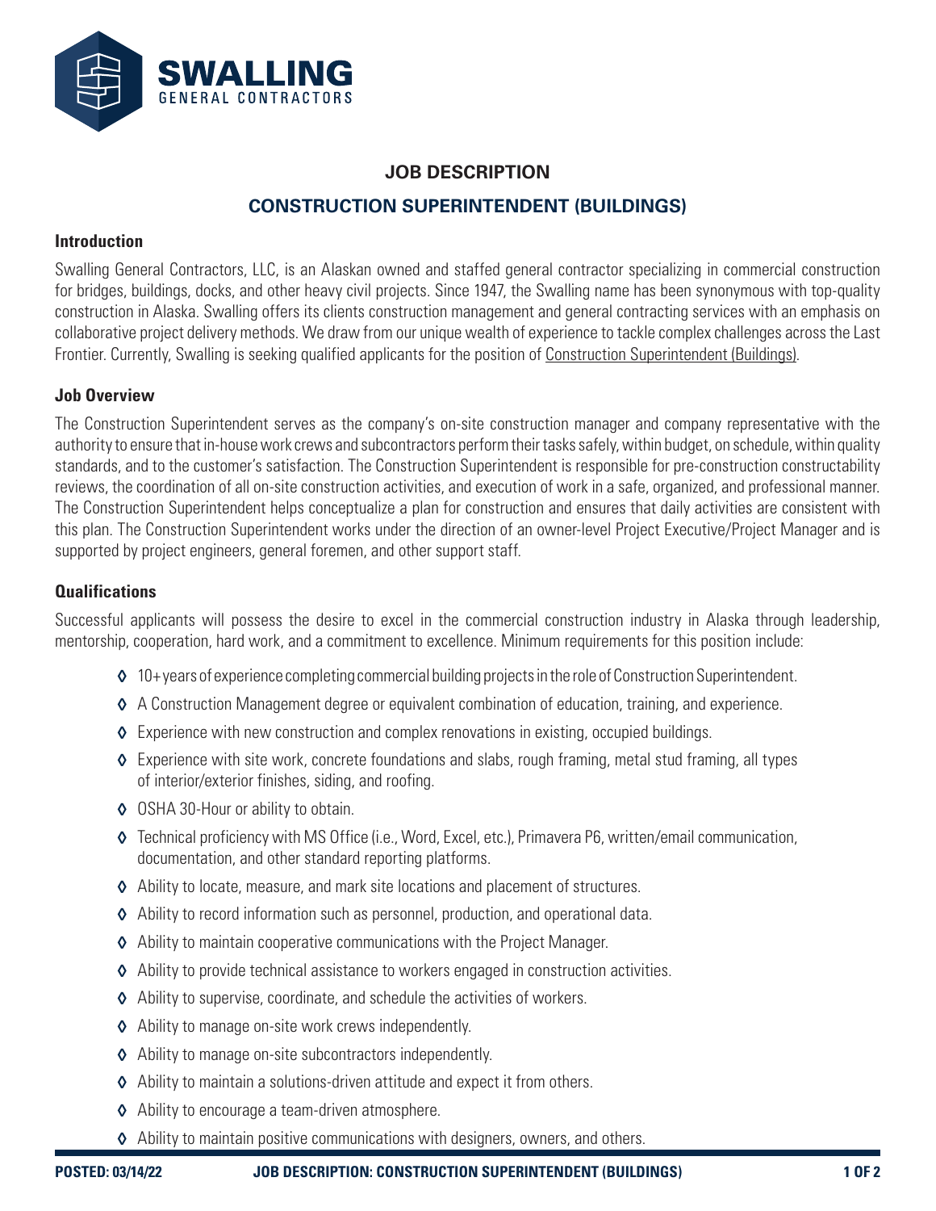SWALLING
GENERAL CONTRACTORS

# JOB DESCRIPTION

## CONSTRUCTION SUPERINTENDENT (BUILDINGS)

### Introduction

Swalling General Contractors, LLC, is an Alaskan owned and staffed general contractor specializing in commercial construction for bridges, buildings, docks, and other heavy civil projects. Since 1947, the Swalling name has been synonymous with top-quality construction in Alaska. Swalling offers its clients construction management and general contracting services with an emphasis on collaborative project delivery methods. We draw from our unique wealth of experience to tackle complex challenges across the Last Frontier. Currently, Swalling is seeking qualified applicants for the position of Construction Superintendent (Buildings).

### Job Overview

The Construction Superintendent serves as the company's on-site construction manager and company representative with the authority to ensure that in-house work crews and subcontractors perform their tasks safely, within budget, on schedule, within quality standards, and to the customer's satisfaction. The Construction Superintendent is responsible for pre-construction constructability reviews, the coordination of all on-site construction activities, and execution of work in a safe, organized, and professional manner. The Construction Superintendent helps conceptualize a plan for construction and ensures that daily activities are consistent with this plan. The Construction Superintendent works under the direction of an owner-level Project Executive/Project Manager and is supported by project engineers, general foremen, and other support staff.

### Qualifications

Successful applicants will possess the desire to excel in the commercial construction industry in Alaska through leadership, mentorship, cooperation, hard work, and a commitment to excellence. Minimum requirements for this position include:

- 10+ years of experience completing commercial building projects in the role of Construction Superintendent.
- A Construction Management degree or equivalent combination of education, training, and experience.
- Experience with new construction and complex renovations in existing, occupied buildings.
- Experience with site work, concrete foundations and slabs, rough framing, metal stud framing, all types of interior/exterior finishes, siding, and roofing.
- OSHA 30-Hour or ability to obtain.
- Technical proficiency with MS Office (i.e., Word, Excel, etc.), Primavera P6, written/email communication, documentation, and other standard reporting platforms.
- Ability to locate, measure, and mark site locations and placement of structures.
- Ability to record information such as personnel, production, and operational data.
- Ability to maintain cooperative communications with the Project Manager.
- Ability to provide technical assistance to workers engaged in construction activities.
- Ability to supervise, coordinate, and schedule the activities of workers.
- Ability to manage on-site work crews independently.
- Ability to manage on-site subcontractors independently.
- Ability to maintain a solutions-driven attitude and expect it from others.
- Ability to encourage a team-driven atmosphere.
- Ability to maintain positive communications with designers, owners, and others.

POSTED: 03/14/22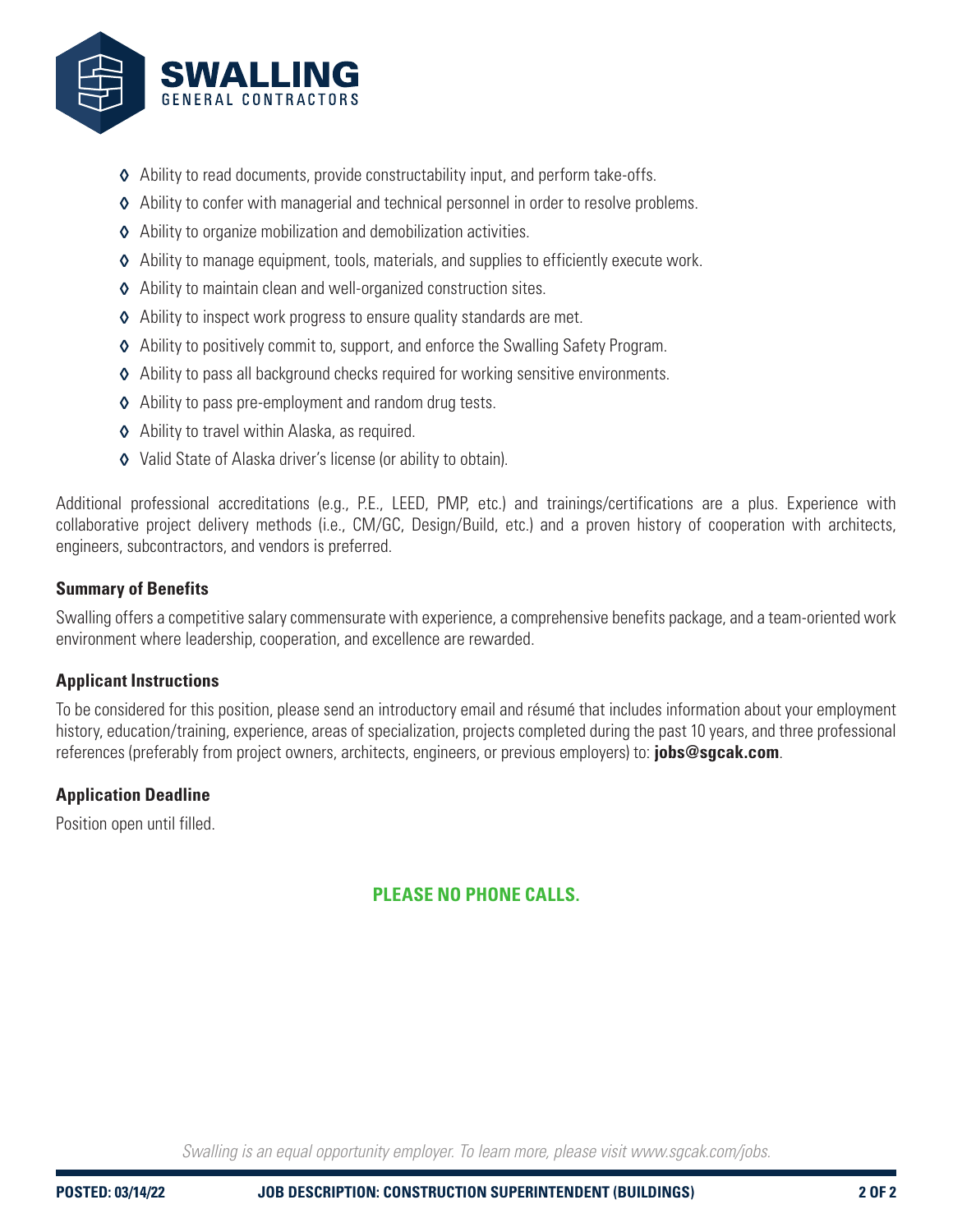- Ability to read documents, provide constructability input, and perform take-offs.
- Ability to confer with managerial and technical personnel in order to resolve problems.
- Ability to organize mobilization and demobilization activities.
- Ability to manage equipment, tools, materials, and supplies to efficiently execute work.
- Ability to maintain clean and well-organized construction sites.
- Ability to inspect work progress to ensure quality standards are met.
- Ability to positively commit to, support, and enforce the Swalling Safety Program.
- Ability to pass all background checks required for working sensitive environments.
- Ability to pass pre-employment and random drug tests.
- Ability to travel within Alaska, as required.
- Valid State of Alaska driver's license (or ability to obtain).

Additional professional accreditations (e.g., P.E., LEED, PMP, etc.) and trainings/certifications are a plus. Experience with collaborative project delivery methods (i.e., CM/GC, Design/Build, etc.) and a proven history of cooperation with architects, engineers, subcontractors, and vendors is preferred.

**Summary of Benefits**

Swalling offers a competitive salary commensurate with experience, a comprehensive benefits package, and a team-oriented work environment where leadership, cooperation, and excellence are rewarded.

**Applicant Instructions**

To be considered for this position, please send an introductory email and résumé that includes information about your employment history, education/training, experience, areas of specialization, projects completed during the past 10 years, and three professional references (preferably from project owners, architects, engineers, or previous employers) to: **jobs@sgcak.com**.

**Application Deadline**

Position open until filled.

**PLEASE NO PHONE CALLS.**

*Swalling is an equal opportunity employer. To learn more, please visit www.sgcak.com/jobs.*